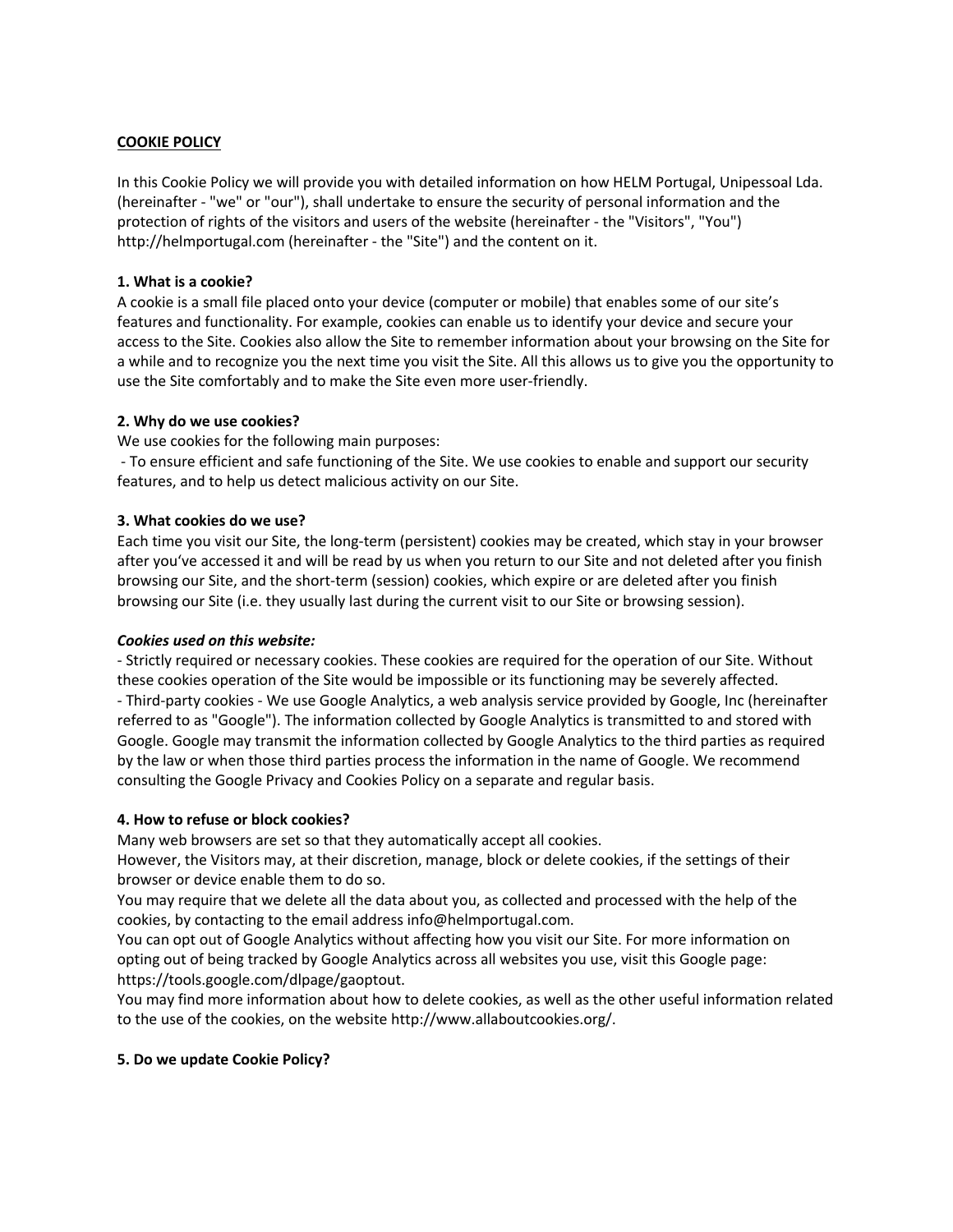# COOKIE POLICY

In this Cookie Policy we will provide you with detailed information on how HELM Portugal, Unipessoal Lda. (hereinafter - "we" or "our"), shall undertake to ensure the security of personal information and the protection of rights of the visitors and users of the website (hereinafter - the "Visitors", "You") http://helmportugal.com (hereinafter - the "Site") and the content on it.

### 1. What is a cookie?

A cookie is a small file placed onto your device (computer or mobile) that enables some of our site's features and functionality. For example, cookies can enable us to identify your device and secure your access to the Site. Cookies also allow the Site to remember information about your browsing on the Site for a while and to recognize you the next time you visit the Site. All this allows us to give you the opportunity to use the Site comfortably and to make the Site even more user-friendly.

### 2. Why do we use cookies?

We use cookies for the following main purposes:

- To ensure efficient and safe functioning of the Site. We use cookies to enable and support our security features, and to help us detect malicious activity on our Site.

### 3. What cookies do we use?

Each time you visit our Site, the long-term (persistent) cookies may be created, which stay in your browser after you've accessed it and will be read by us when you return to our Site and not deleted after you finish browsing our Site, and the short-term (session) cookies, which expire or are deleted after you finish browsing our Site (i.e. they usually last during the current visit to our Site or browsing session).

***Cookies used on this website:***

- Strictly required or necessary cookies. These cookies are required for the operation of our Site. Without these cookies operation of the Site would be impossible or its functioning may be severely affected.
- Third-party cookies - We use Google Analytics, a web analysis service provided by Google, Inc (hereinafter referred to as "Google"). The information collected by Google Analytics is transmitted to and stored with Google. Google may transmit the information collected by Google Analytics to the third parties as required by the law or when those third parties process the information in the name of Google. We recommend consulting the Google Privacy and Cookies Policy on a separate and regular basis.

### 4. How to refuse or block cookies?

Many web browsers are set so that they automatically accept all cookies.

However, the Visitors may, at their discretion, manage, block or delete cookies, if the settings of their browser or device enable them to do so.

You may require that we delete all the data about you, as collected and processed with the help of the cookies, by contacting to the email address info@helmportugal.com.

You can opt out of Google Analytics without affecting how you visit our Site. For more information on opting out of being tracked by Google Analytics across all websites you use, visit this Google page: https://tools.google.com/dlpage/gaoptout.

You may find more information about how to delete cookies, as well as the other useful information related to the use of the cookies, on the website http://www.allaboutcookies.org/.

### 5. Do we update Cookie Policy?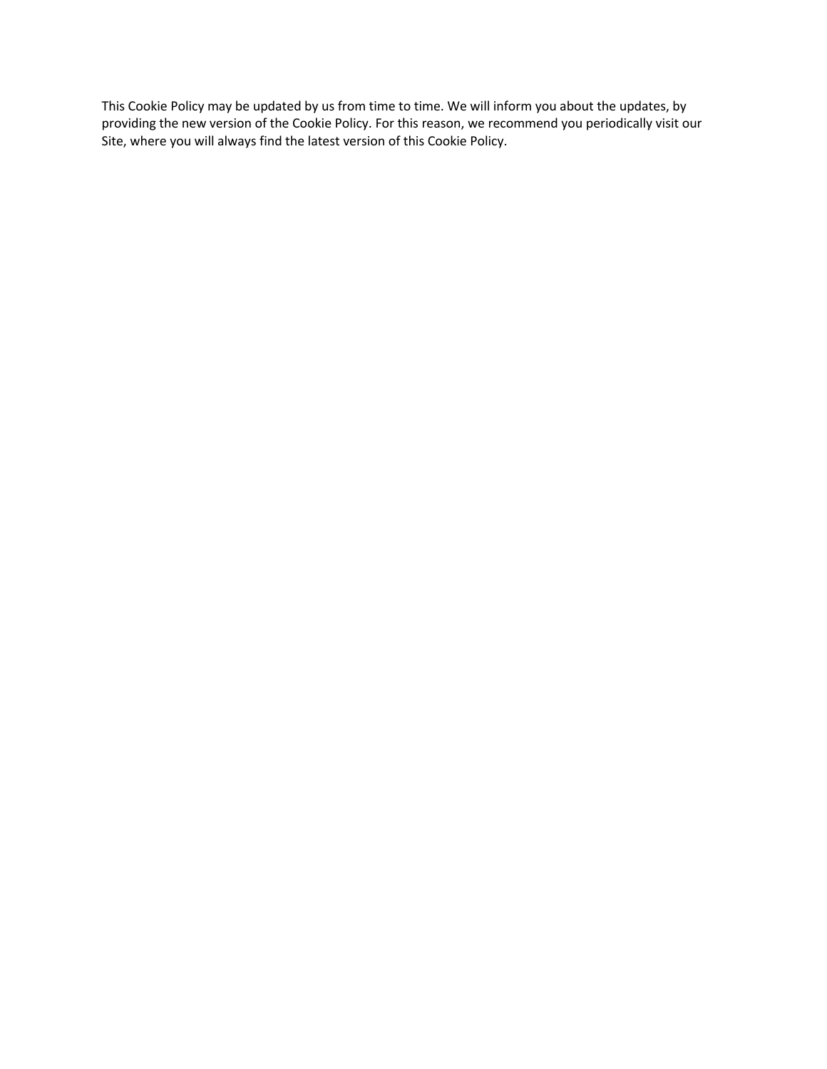This Cookie Policy may be updated by us from time to time. We will inform you about the updates, by providing the new version of the Cookie Policy. For this reason, we recommend you periodically visit our Site, where you will always find the latest version of this Cookie Policy.